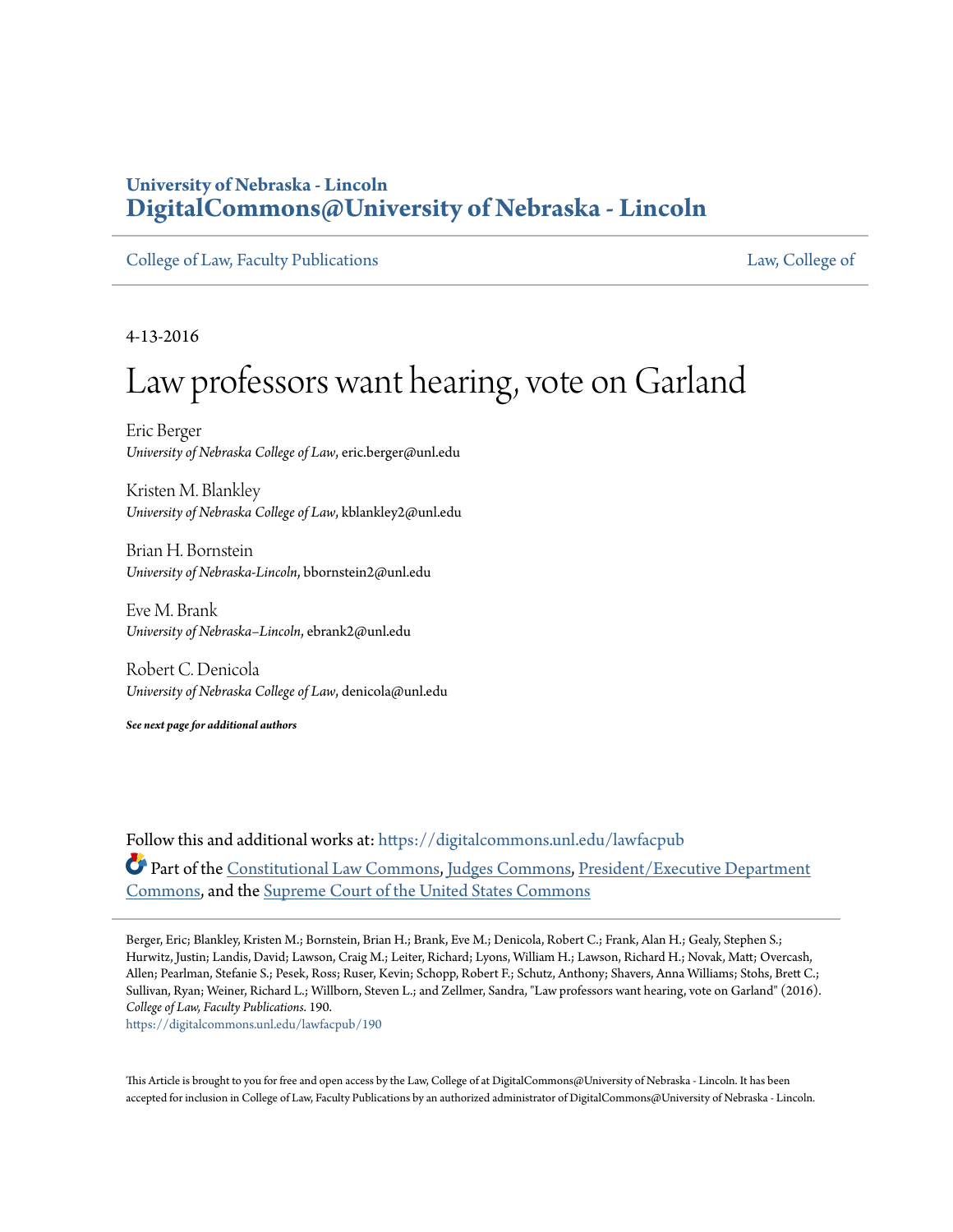University of Nebraska - Lincoln
**DigitalCommons@University of Nebraska - Lincoln**

College of Law, Faculty Publications — Law, College of

4-13-2016

# Law professors want hearing, vote on Garland

Eric Berger
*University of Nebraska College of Law*, eric.berger@unl.edu

Kristen M. Blankley
*University of Nebraska College of Law*, kblankley2@unl.edu

Brian H. Bornstein
*University of Nebraska-Lincoln*, bbornstein2@unl.edu

Eve M. Brank
*University of Nebraska–Lincoln*, ebrank2@unl.edu

Robert C. Denicola
*University of Nebraska College of Law*, denicola@unl.edu

***See next page for additional authors***

Follow this and additional works at: https://digitalcommons.unl.edu/lawfacpub

Part of the Constitutional Law Commons, Judges Commons, President/Executive Department Commons, and the Supreme Court of the United States Commons

Berger, Eric; Blankley, Kristen M.; Bornstein, Brian H.; Brank, Eve M.; Denicola, Robert C.; Frank, Alan H.; Gealy, Stephen S.; Hurwitz, Justin; Landis, David; Lawson, Craig M.; Leiter, Richard; Lyons, William H.; Lawson, Richard H.; Novak, Matt; Overcash, Allen; Pearlman, Stefanie S.; Pesek, Ross; Ruser, Kevin; Schopp, Robert F.; Schutz, Anthony; Shavers, Anna Williams; Stohs, Brett C.; Sullivan, Ryan; Weiner, Richard L.; Willborn, Steven L.; and Zellmer, Sandra, "Law professors want hearing, vote on Garland" (2016). *College of Law, Faculty Publications*. 190.
https://digitalcommons.unl.edu/lawfacpub/190

This Article is brought to you for free and open access by the Law, College of at DigitalCommons@University of Nebraska - Lincoln. It has been accepted for inclusion in College of Law, Faculty Publications by an authorized administrator of DigitalCommons@University of Nebraska - Lincoln.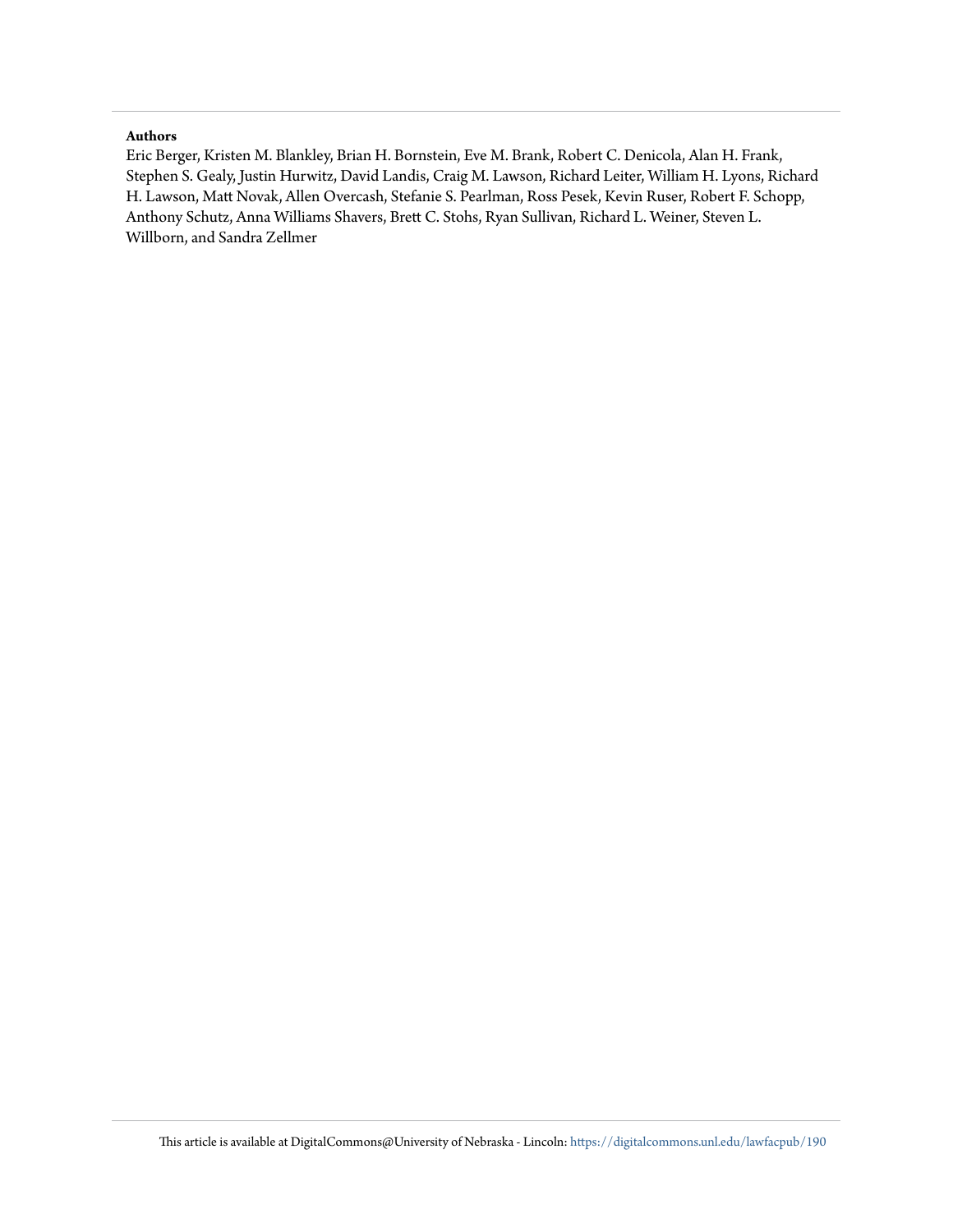**Authors**

Eric Berger, Kristen M. Blankley, Brian H. Bornstein, Eve M. Brank, Robert C. Denicola, Alan H. Frank, Stephen S. Gealy, Justin Hurwitz, David Landis, Craig M. Lawson, Richard Leiter, William H. Lyons, Richard H. Lawson, Matt Novak, Allen Overcash, Stefanie S. Pearlman, Ross Pesek, Kevin Ruser, Robert F. Schopp, Anthony Schutz, Anna Williams Shavers, Brett C. Stohs, Ryan Sullivan, Richard L. Weiner, Steven L. Willborn, and Sandra Zellmer

This article is available at DigitalCommons@University of Nebraska - Lincoln: https://digitalcommons.unl.edu/lawfacpub/190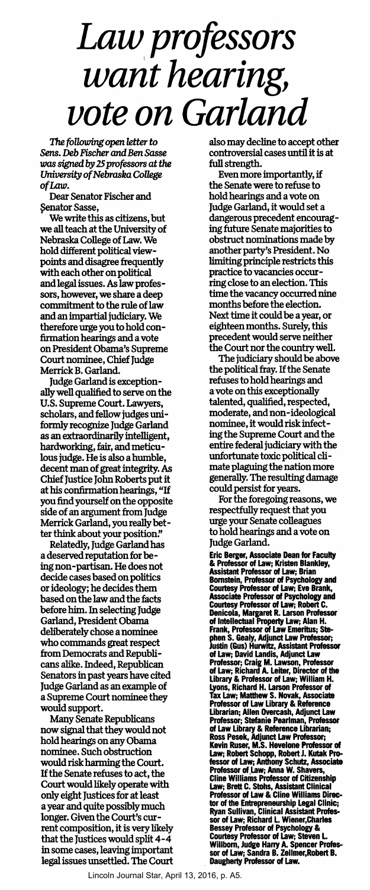# *Law professors want hearing, vote on Garland*

*The following open letter to Sens. Deb Fischer and Ben Sasse was signed by 25 professors at the University of Nebraska College of Law.*

Dear Senator Fischer and Senator Sasse,

We write this as citizens, but we all teach at the University of Nebraska College of Law. We hold different political viewpoints and disagree frequently with each other on political and legal issues. As law professors, however, we share a deep commitment to the rule of law and an impartial judiciary. We therefore urge you to hold confirmation hearings and a vote on President Obama's Supreme Court nominee, Chief Judge Merrick B. Garland.

Judge Garland is exceptionally well qualified to serve on the U.S. Supreme Court. Lawyers, scholars, and fellow judges uniformly recognize Judge Garland as an extraordinarily intelligent, hardworking, fair, and meticulous judge. He is also a humble, decent man of great integrity. As Chief Justice John Roberts put it at his confirmation hearings, "If you find yourself on the opposite side of an argument from Judge Merrick Garland, you really better think about your position."

Relatedly, Judge Garland has a deserved reputation for being non-partisan. He does not decide cases based on politics or ideology; he decides them based on the law and the facts before him. In selecting Judge Garland, President Obama deliberately chose a nominee who commands great respect from Democrats and Republicans alike. Indeed, Republican Senators in past years have cited Judge Garland as an example of a Supreme Court nominee they would support.

Many Senate Republicans now signal that they would not hold hearings on any Obama nominee. Such obstruction would risk harming the Court. If the Senate refuses to act, the Court would likely operate with only eight Justices for at least a year and quite possibly much longer. Given the Court's current composition, it is very likely that the Justices would split 4-4 in some cases, leaving important legal issues unsettled. The Court also may decline to accept other controversial cases until it is at full strength.

Even more importantly, if the Senate were to refuse to hold hearings and a vote on Judge Garland, it would set a dangerous precedent encouraging future Senate majorities to obstruct nominations made by another party's President. No limiting principle restricts this practice to vacancies occurring close to an election. This time the vacancy occurred nine months before the election. Next time it could be a year, or eighteen months. Surely, this precedent would serve neither the Court nor the country well.

The judiciary should be above the political fray. If the Senate refuses to hold hearings and a vote on this exceptionally talented, qualified, respected, moderate, and non-ideological nominee, it would risk infecting the Supreme Court and the entire federal judiciary with the unfortunate toxic political climate plaguing the nation more generally. The resulting damage could persist for years.

For the foregoing reasons, we respectfully request that you urge your Senate colleagues to hold hearings and a vote on Judge Garland.

**Eric Berger, Associate Dean for Faculty & Professor of Law; Kristen Blankley, Assistant Professor of Law; Brian Bornstein, Professor of Psychology and Courtesy Professor of Law; Eve Brank, Associate Professor of Psychology and Courtesy Professor of Law; Robert C. Denicola, Margaret R. Larson Professor of Intellectual Property Law; Alan H. Frank, Professor of Law Emeritus; Stephen S. Gealy, Adjunct Law Professor; Justin (Gus) Hurwitz, Assistant Professor of Law; David Landis, Adjunct Law Professor; Craig M. Lawson, Professor of Law; Richard A. Leiter, Director of the Library & Professor of Law; William H. Lyons, Richard H. Larson Professor of Tax Law; Matthew S. Novak, Associate Professor of Law Library & Reference Librarian; Allen Overcash, Adjunct Law Professor; Stefanie Pearlman, Professor of Law Library & Reference Librarian; Ross Pesek, Adjunct Law Professor; Kevin Ruser, M.S. Hevelone Professor of Law; Robert Schopp, Robert J. Kutak Professor of Law; Anthony Schutz, Associate Professor of Law; Anna W. Shavers, Cline Williams Professor of Citizenship Law; Brett C. Stohs, Assistant Clinical Professor of Law & Cline Williams Director of the Entrepreneurship Legal Clinic; Ryan Sullivan, Clinical Assistant Professor of Law; Richard L. Wiener, Charles Bessey Professor of Psychology & Courtesy Professor of Law; Steven L. Willborn, Judge Harry A. Spencer Professor of Law; Sandra B. Zellmer, Robert B. Daugherty Professor of Law.**

Lincoln Journal Star, April 13, 2016, p. A5.